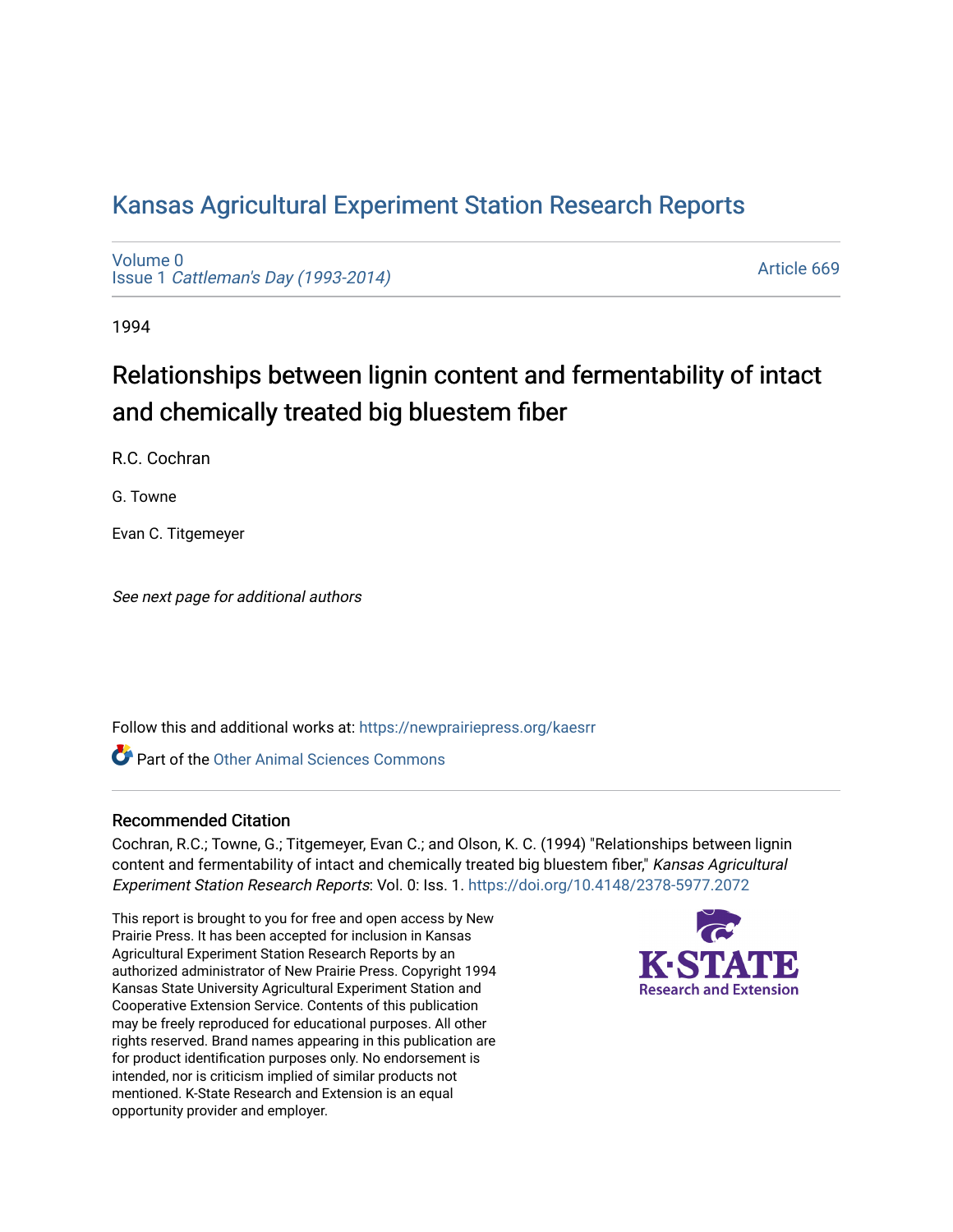# Kansas Agricultural Experiment Station Research Reports

Volume 0
Issue 1 *Cattleman's Day (1993-2014)*

Article 669

1994

## Relationships between lignin content and fermentability of intact and chemically treated big bluestem fiber

R.C. Cochran

G. Towne

Evan C. Titgemeyer

*See next page for additional authors*

Follow this and additional works at: https://newprairiepress.org/kaesrr

Part of the Other Animal Sciences Commons

### Recommended Citation

Cochran, R.C.; Towne, G.; Titgemeyer, Evan C.; and Olson, K. C. (1994) "Relationships between lignin content and fermentability of intact and chemically treated big bluestem fiber," *Kansas Agricultural Experiment Station Research Reports*: Vol. 0: Iss. 1. https://doi.org/10.4148/2378-5977.2072

This report is brought to you for free and open access by New Prairie Press. It has been accepted for inclusion in Kansas Agricultural Experiment Station Research Reports by an authorized administrator of New Prairie Press. Copyright 1994 Kansas State University Agricultural Experiment Station and Cooperative Extension Service. Contents of this publication may be freely reproduced for educational purposes. All other rights reserved. Brand names appearing in this publication are for product identification purposes only. No endorsement is intended, nor is criticism implied of similar products not mentioned. K-State Research and Extension is an equal opportunity provider and employer.

K-STATE Research and Extension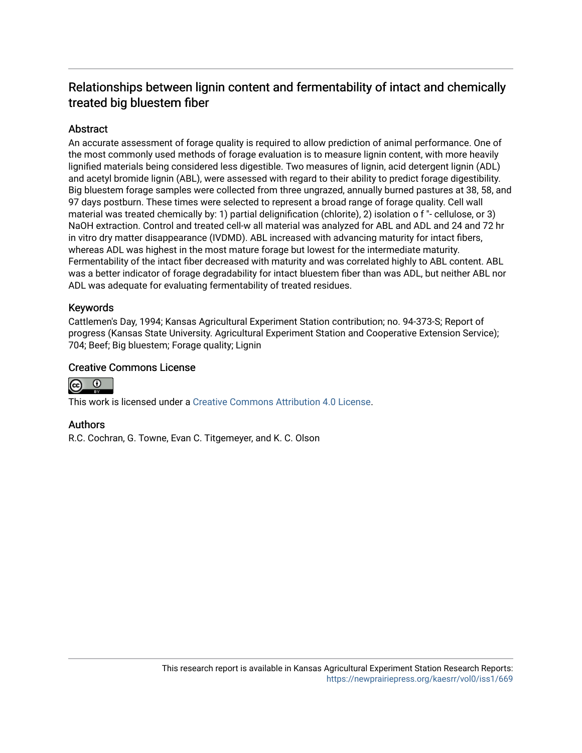## Relationships between lignin content and fermentability of intact and chemically treated big bluestem fiber

### Abstract

An accurate assessment of forage quality is required to allow prediction of animal performance. One of the most commonly used methods of forage evaluation is to measure lignin content, with more heavily lignified materials being considered less digestible. Two measures of lignin, acid detergent lignin (ADL) and acetyl bromide lignin (ABL), were assessed with regard to their ability to predict forage digestibility. Big bluestem forage samples were collected from three ungrazed, annually burned pastures at 38, 58, and 97 days postburn. These times were selected to represent a broad range of forage quality. Cell wall material was treated chemically by: 1) partial delignification (chlorite), 2) isolation o f "- cellulose, or 3) NaOH extraction. Control and treated cell-w all material was analyzed for ABL and ADL and 24 and 72 hr in vitro dry matter disappearance (IVDMD). ABL increased with advancing maturity for intact fibers, whereas ADL was highest in the most mature forage but lowest for the intermediate maturity. Fermentability of the intact fiber decreased with maturity and was correlated highly to ABL content. ABL was a better indicator of forage degradability for intact bluestem fiber than was ADL, but neither ABL nor ADL was adequate for evaluating fermentability of treated residues.

### Keywords

Cattlemen's Day, 1994; Kansas Agricultural Experiment Station contribution; no. 94-373-S; Report of progress (Kansas State University. Agricultural Experiment Station and Cooperative Extension Service); 704; Beef; Big bluestem; Forage quality; Lignin

### Creative Commons License

This work is licensed under a Creative Commons Attribution 4.0 License.

### Authors

R.C. Cochran, G. Towne, Evan C. Titgemeyer, and K. C. Olson

This research report is available in Kansas Agricultural Experiment Station Research Reports: https://newprairiepress.org/kaesrr/vol0/iss1/669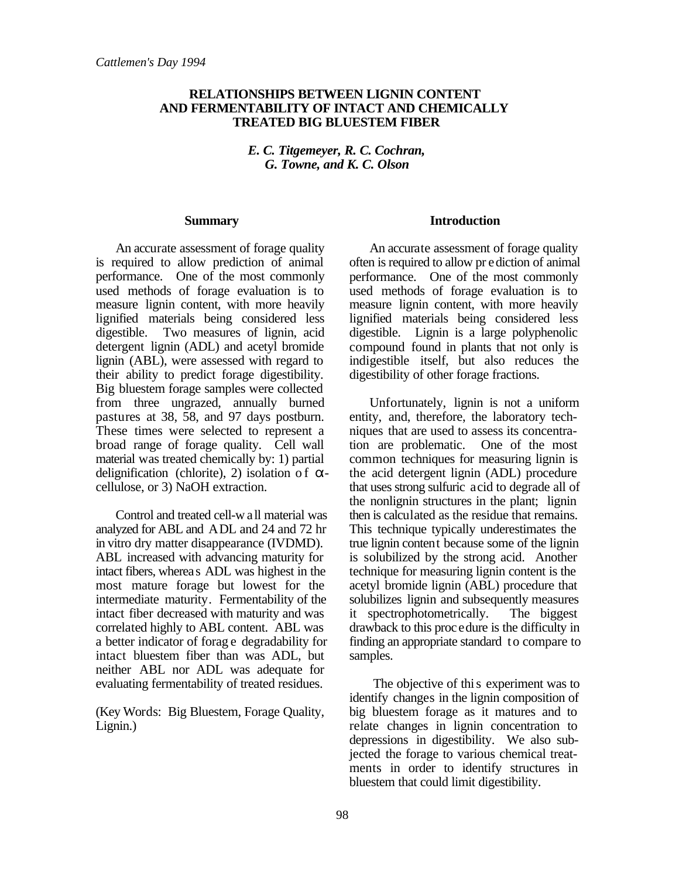*Cattlemen's Day 1994*

# RELATIONSHIPS BETWEEN LIGNIN CONTENT AND FERMENTABILITY OF INTACT AND CHEMICALLY TREATED BIG BLUESTEM FIBER

***E. C. Titgemeyer, R. C. Cochran, G. Towne, and K. C. Olson***

## Summary

An accurate assessment of forage quality is required to allow prediction of animal performance. One of the most commonly used methods of forage evaluation is to measure lignin content, with more heavily lignified materials being considered less digestible. Two measures of lignin, acid detergent lignin (ADL) and acetyl bromide lignin (ABL), were assessed with regard to their ability to predict forage digestibility. Big bluestem forage samples were collected from three ungrazed, annually burned pastures at 38, 58, and 97 days postburn. These times were selected to represent a broad range of forage quality. Cell wall material was treated chemically by: 1) partial delignification (chlorite), 2) isolation of $\alpha$-cellulose, or 3) NaOH extraction.

Control and treated cell-wall material was analyzed for ABL and ADL and 24 and 72 hr in vitro dry matter disappearance (IVDMD). ABL increased with advancing maturity for intact fibers, whereas ADL was highest in the most mature forage but lowest for the intermediate maturity. Fermentability of the intact fiber decreased with maturity and was correlated highly to ABL content. ABL was a better indicator of forage degradability for intact bluestem fiber than was ADL, but neither ABL nor ADL was adequate for evaluating fermentability of treated residues.

(Key Words: Big Bluestem, Forage Quality, Lignin.)

## Introduction

An accurate assessment of forage quality often is required to allow prediction of animal performance. One of the most commonly used methods of forage evaluation is to measure lignin content, with more heavily lignified materials being considered less digestible. Lignin is a large polyphenolic compound found in plants that not only is indigestible itself, but also reduces the digestibility of other forage fractions.

Unfortunately, lignin is not a uniform entity, and, therefore, the laboratory techniques that are used to assess its concentration are problematic. One of the most common techniques for measuring lignin is the acid detergent lignin (ADL) procedure that uses strong sulfuric acid to degrade all of the nonlignin structures in the plant; lignin then is calculated as the residue that remains. This technique typically underestimates the true lignin content because some of the lignin is solubilized by the strong acid. Another technique for measuring lignin content is the acetyl bromide lignin (ABL) procedure that solubilizes lignin and subsequently measures it spectrophotometrically. The biggest drawback to this procedure is the difficulty in finding an appropriate standard to compare to samples.

The objective of this experiment was to identify changes in the lignin composition of big bluestem forage as it matures and to relate changes in lignin concentration to depressions in digestibility. We also subjected the forage to various chemical treatments in order to identify structures in bluestem that could limit digestibility.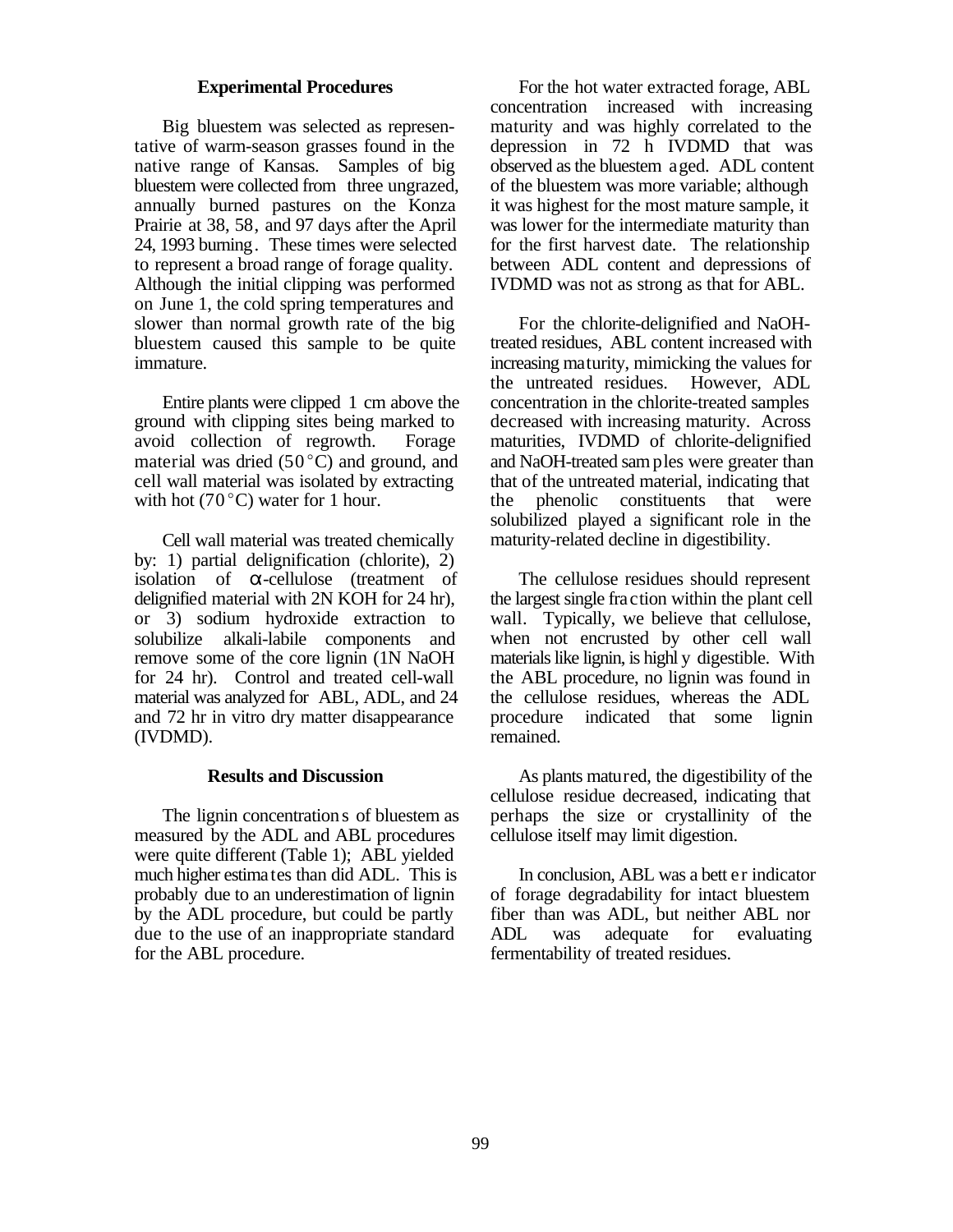## Experimental Procedures

Big bluestem was selected as representative of warm-season grasses found in the native range of Kansas. Samples of big bluestem were collected from three ungrazed, annually burned pastures on the Konza Prairie at 38, 58, and 97 days after the April 24, 1993 burning. These times were selected to represent a broad range of forage quality. Although the initial clipping was performed on June 1, the cold spring temperatures and slower than normal growth rate of the big bluestem caused this sample to be quite immature.

Entire plants were clipped 1 cm above the ground with clipping sites being marked to avoid collection of regrowth. Forage material was dried (50 °C) and ground, and cell wall material was isolated by extracting with hot (70 °C) water for 1 hour.

Cell wall material was treated chemically by: 1) partial delignification (chlorite), 2) isolation of α-cellulose (treatment of delignified material with 2N KOH for 24 hr), or 3) sodium hydroxide extraction to solubilize alkali-labile components and remove some of the core lignin (1N NaOH for 24 hr). Control and treated cell-wall material was analyzed for ABL, ADL, and 24 and 72 hr in vitro dry matter disappearance (IVDMD).

## Results and Discussion

The lignin concentrations of bluestem as measured by the ADL and ABL procedures were quite different (Table 1); ABL yielded much higher estimates than did ADL. This is probably due to an underestimation of lignin by the ADL procedure, but could be partly due to the use of an inappropriate standard for the ABL procedure.

For the hot water extracted forage, ABL concentration increased with increasing maturity and was highly correlated to the depression in 72 h IVDMD that was observed as the bluestem aged. ADL content of the bluestem was more variable; although it was highest for the most mature sample, it was lower for the intermediate maturity than for the first harvest date. The relationship between ADL content and depressions of IVDMD was not as strong as that for ABL.

For the chlorite-delignified and NaOH-treated residues, ABL content increased with increasing maturity, mimicking the values for the untreated residues. However, ADL concentration in the chlorite-treated samples decreased with increasing maturity. Across maturities, IVDMD of chlorite-delignified and NaOH-treated samples were greater than that of the untreated material, indicating that the phenolic constituents that were solubilized played a significant role in the maturity-related decline in digestibility.

The cellulose residues should represent the largest single fraction within the plant cell wall. Typically, we believe that cellulose, when not encrusted by other cell wall materials like lignin, is highly digestible. With the ABL procedure, no lignin was found in the cellulose residues, whereas the ADL procedure indicated that some lignin remained.

As plants matured, the digestibility of the cellulose residue decreased, indicating that perhaps the size or crystallinity of the cellulose itself may limit digestion.

In conclusion, ABL was a better indicator of forage degradability for intact bluestem fiber than was ADL, but neither ABL nor ADL was adequate for evaluating fermentability of treated residues.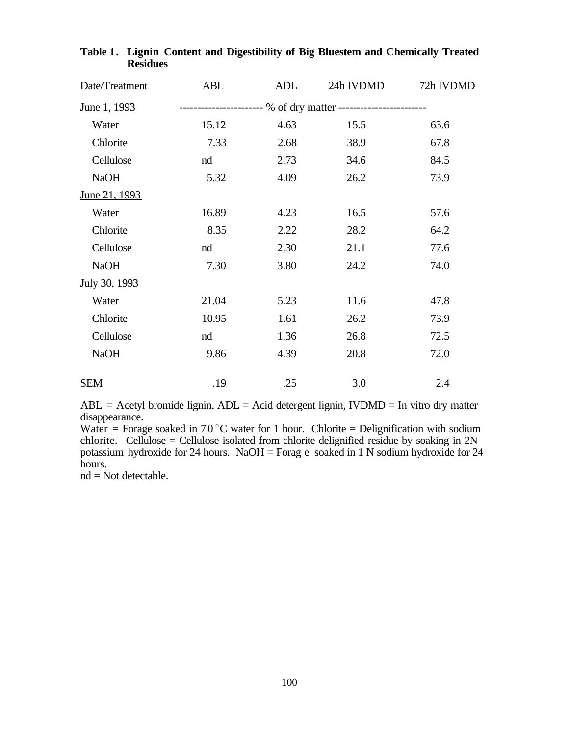**Table 1. Lignin Content and Digestibility of Big Bluestem and Chemically Treated Residues**

| Date/Treatment | ABL | ADL | 24h IVDMD | 72h IVDMD |
|---|---|---|---|---|
| June 1, 1993 | ----------------------- % of dry matter | ------------------------ | | |
| Water | 15.12 | 4.63 | 15.5 | 63.6 |
| Chlorite | 7.33 | 2.68 | 38.9 | 67.8 |
| Cellulose | nd | 2.73 | 34.6 | 84.5 |
| NaOH | 5.32 | 4.09 | 26.2 | 73.9 |
| June 21, 1993 | | | | |
| Water | 16.89 | 4.23 | 16.5 | 57.6 |
| Chlorite | 8.35 | 2.22 | 28.2 | 64.2 |
| Cellulose | nd | 2.30 | 21.1 | 77.6 |
| NaOH | 7.30 | 3.80 | 24.2 | 74.0 |
| July 30, 1993 | | | | |
| Water | 21.04 | 5.23 | 11.6 | 47.8 |
| Chlorite | 10.95 | 1.61 | 26.2 | 73.9 |
| Cellulose | nd | 1.36 | 26.8 | 72.5 |
| NaOH | 9.86 | 4.39 | 20.8 | 72.0 |
| SEM | .19 | .25 | 3.0 | 2.4 |

ABL = Acetyl bromide lignin, ADL = Acid detergent lignin, IVDMD = In vitro dry matter disappearance.
Water = Forage soaked in 70 °C water for 1 hour. Chlorite = Delignification with sodium chlorite. Cellulose = Cellulose isolated from chlorite delignified residue by soaking in 2N potassium hydroxide for 24 hours. NaOH = Forage soaked in 1 N sodium hydroxide for 24 hours.
nd = Not detectable.